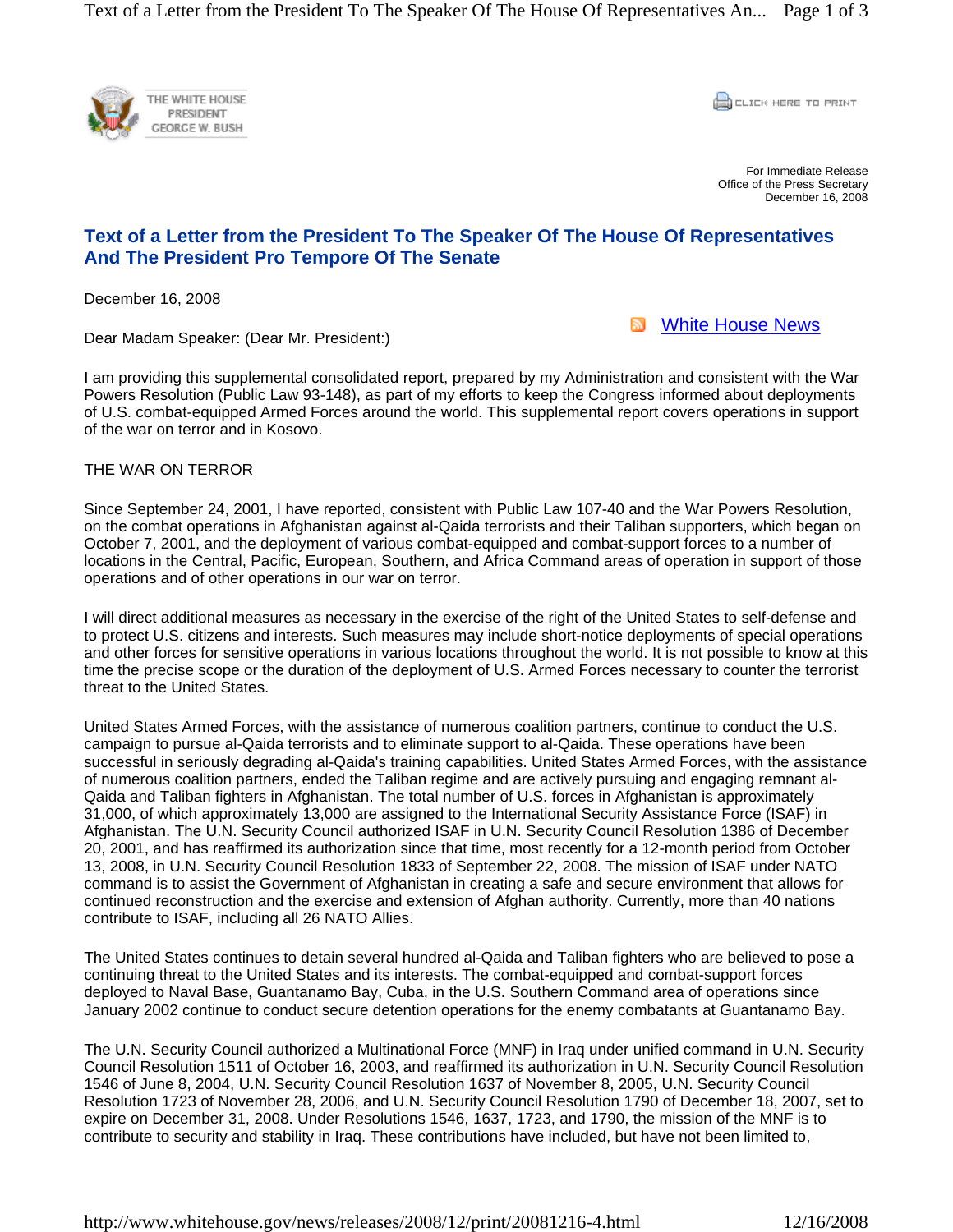THE WHITE HOUSE
PRESIDENT
GEORGE W. BUSH

CLICK HERE TO PRINT

For Immediate Release
Office of the Press Secretary
December 16, 2008

# Text of a Letter from the President To The Speaker Of The House Of Representatives And The President Pro Tempore Of The Senate

December 16, 2008

White House News

Dear Madam Speaker: (Dear Mr. President:)

I am providing this supplemental consolidated report, prepared by my Administration and consistent with the War Powers Resolution (Public Law 93-148), as part of my efforts to keep the Congress informed about deployments of U.S. combat-equipped Armed Forces around the world. This supplemental report covers operations in support of the war on terror and in Kosovo.

THE WAR ON TERROR

Since September 24, 2001, I have reported, consistent with Public Law 107-40 and the War Powers Resolution, on the combat operations in Afghanistan against al-Qaida terrorists and their Taliban supporters, which began on October 7, 2001, and the deployment of various combat-equipped and combat-support forces to a number of locations in the Central, Pacific, European, Southern, and Africa Command areas of operation in support of those operations and of other operations in our war on terror.

I will direct additional measures as necessary in the exercise of the right of the United States to self-defense and to protect U.S. citizens and interests. Such measures may include short-notice deployments of special operations and other forces for sensitive operations in various locations throughout the world. It is not possible to know at this time the precise scope or the duration of the deployment of U.S. Armed Forces necessary to counter the terrorist threat to the United States.

United States Armed Forces, with the assistance of numerous coalition partners, continue to conduct the U.S. campaign to pursue al-Qaida terrorists and to eliminate support to al-Qaida. These operations have been successful in seriously degrading al-Qaida's training capabilities. United States Armed Forces, with the assistance of numerous coalition partners, ended the Taliban regime and are actively pursuing and engaging remnant al-Qaida and Taliban fighters in Afghanistan. The total number of U.S. forces in Afghanistan is approximately 31,000, of which approximately 13,000 are assigned to the International Security Assistance Force (ISAF) in Afghanistan. The U.N. Security Council authorized ISAF in U.N. Security Council Resolution 1386 of December 20, 2001, and has reaffirmed its authorization since that time, most recently for a 12-month period from October 13, 2008, in U.N. Security Council Resolution 1833 of September 22, 2008. The mission of ISAF under NATO command is to assist the Government of Afghanistan in creating a safe and secure environment that allows for continued reconstruction and the exercise and extension of Afghan authority. Currently, more than 40 nations contribute to ISAF, including all 26 NATO Allies.

The United States continues to detain several hundred al-Qaida and Taliban fighters who are believed to pose a continuing threat to the United States and its interests. The combat-equipped and combat-support forces deployed to Naval Base, Guantanamo Bay, Cuba, in the U.S. Southern Command area of operations since January 2002 continue to conduct secure detention operations for the enemy combatants at Guantanamo Bay.

The U.N. Security Council authorized a Multinational Force (MNF) in Iraq under unified command in U.N. Security Council Resolution 1511 of October 16, 2003, and reaffirmed its authorization in U.N. Security Council Resolution 1546 of June 8, 2004, U.N. Security Council Resolution 1637 of November 8, 2005, U.N. Security Council Resolution 1723 of November 28, 2006, and U.N. Security Council Resolution 1790 of December 18, 2007, set to expire on December 31, 2008. Under Resolutions 1546, 1637, 1723, and 1790, the mission of the MNF is to contribute to security and stability in Iraq. These contributions have included, but have not been limited to,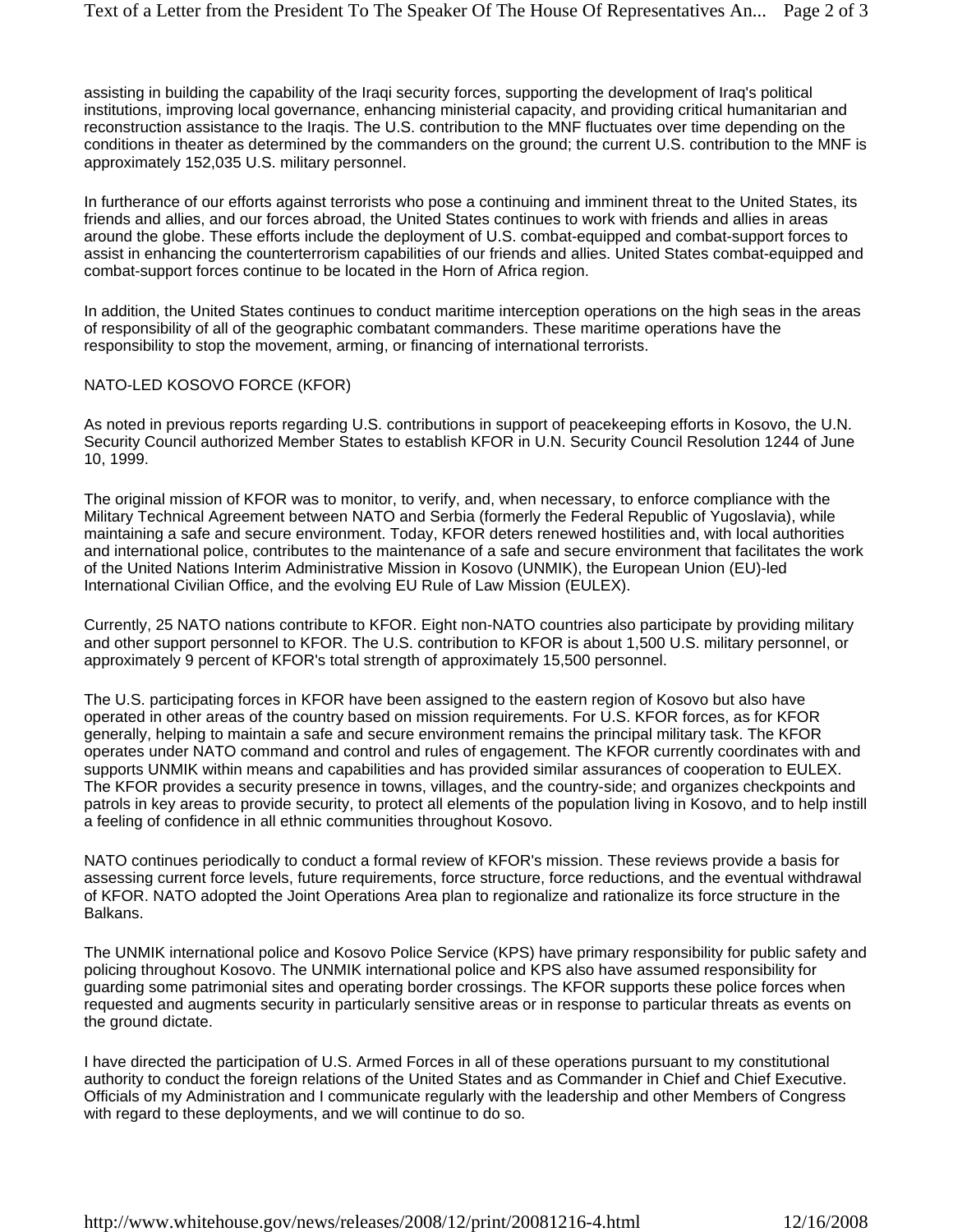assisting in building the capability of the Iraqi security forces, supporting the development of Iraq's political institutions, improving local governance, enhancing ministerial capacity, and providing critical humanitarian and reconstruction assistance to the Iraqis. The U.S. contribution to the MNF fluctuates over time depending on the conditions in theater as determined by the commanders on the ground; the current U.S. contribution to the MNF is approximately 152,035 U.S. military personnel.

In furtherance of our efforts against terrorists who pose a continuing and imminent threat to the United States, its friends and allies, and our forces abroad, the United States continues to work with friends and allies in areas around the globe. These efforts include the deployment of U.S. combat-equipped and combat-support forces to assist in enhancing the counterterrorism capabilities of our friends and allies. United States combat-equipped and combat-support forces continue to be located in the Horn of Africa region.

In addition, the United States continues to conduct maritime interception operations on the high seas in the areas of responsibility of all of the geographic combatant commanders. These maritime operations have the responsibility to stop the movement, arming, or financing of international terrorists.

NATO-LED KOSOVO FORCE (KFOR)

As noted in previous reports regarding U.S. contributions in support of peacekeeping efforts in Kosovo, the U.N. Security Council authorized Member States to establish KFOR in U.N. Security Council Resolution 1244 of June 10, 1999.

The original mission of KFOR was to monitor, to verify, and, when necessary, to enforce compliance with the Military Technical Agreement between NATO and Serbia (formerly the Federal Republic of Yugoslavia), while maintaining a safe and secure environment. Today, KFOR deters renewed hostilities and, with local authorities and international police, contributes to the maintenance of a safe and secure environment that facilitates the work of the United Nations Interim Administrative Mission in Kosovo (UNMIK), the European Union (EU)-led International Civilian Office, and the evolving EU Rule of Law Mission (EULEX).

Currently, 25 NATO nations contribute to KFOR. Eight non-NATO countries also participate by providing military and other support personnel to KFOR. The U.S. contribution to KFOR is about 1,500 U.S. military personnel, or approximately 9 percent of KFOR's total strength of approximately 15,500 personnel.

The U.S. participating forces in KFOR have been assigned to the eastern region of Kosovo but also have operated in other areas of the country based on mission requirements. For U.S. KFOR forces, as for KFOR generally, helping to maintain a safe and secure environment remains the principal military task. The KFOR operates under NATO command and control and rules of engagement. The KFOR currently coordinates with and supports UNMIK within means and capabilities and has provided similar assurances of cooperation to EULEX. The KFOR provides a security presence in towns, villages, and the country-side; and organizes checkpoints and patrols in key areas to provide security, to protect all elements of the population living in Kosovo, and to help instill a feeling of confidence in all ethnic communities throughout Kosovo.

NATO continues periodically to conduct a formal review of KFOR's mission. These reviews provide a basis for assessing current force levels, future requirements, force structure, force reductions, and the eventual withdrawal of KFOR. NATO adopted the Joint Operations Area plan to regionalize and rationalize its force structure in the Balkans.

The UNMIK international police and Kosovo Police Service (KPS) have primary responsibility for public safety and policing throughout Kosovo. The UNMIK international police and KPS also have assumed responsibility for guarding some patrimonial sites and operating border crossings. The KFOR supports these police forces when requested and augments security in particularly sensitive areas or in response to particular threats as events on the ground dictate.

I have directed the participation of U.S. Armed Forces in all of these operations pursuant to my constitutional authority to conduct the foreign relations of the United States and as Commander in Chief and Chief Executive. Officials of my Administration and I communicate regularly with the leadership and other Members of Congress with regard to these deployments, and we will continue to do so.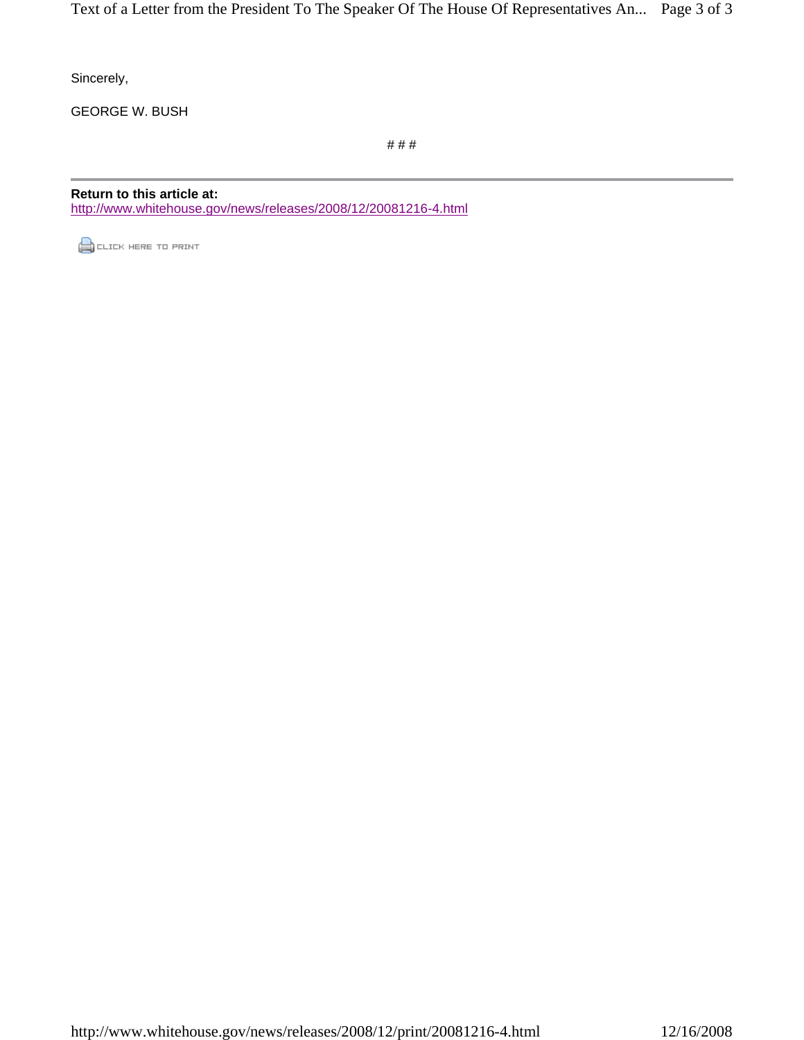Sincerely,

GEORGE W. BUSH

# # #

---

**Return to this article at:**
http://www.whitehouse.gov/news/releases/2008/12/20081216-4.html

CLICK HERE TO PRINT